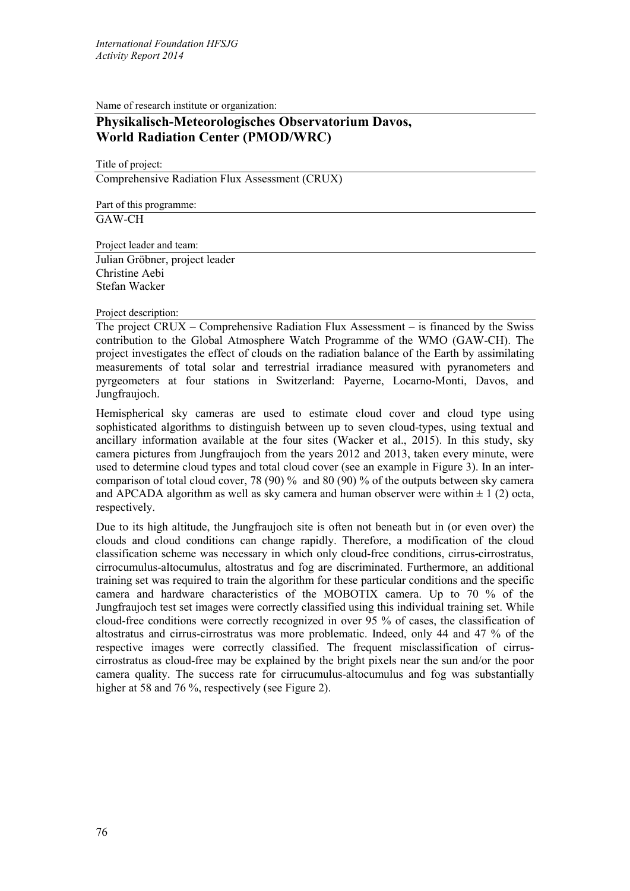Name of research institute or organization:

## Physikalisch-Meteorologisches Observatorium Davos, World Radiation Center (PMOD/WRC)

Title of project:

Comprehensive Radiation Flux Assessment (CRUX)

Part of this programme:

GAW-CH

Project leader and team:

Julian Gröbner, project leader
Christine Aebi
Stefan Wacker

Project description:

The project CRUX – Comprehensive Radiation Flux Assessment – is financed by the Swiss contribution to the Global Atmosphere Watch Programme of the WMO (GAW-CH). The project investigates the effect of clouds on the radiation balance of the Earth by assimilating measurements of total solar and terrestrial irradiance measured with pyranometers and pyrgeometers at four stations in Switzerland: Payerne, Locarno-Monti, Davos, and Jungfraujoch.

Hemispherical sky cameras are used to estimate cloud cover and cloud type using sophisticated algorithms to distinguish between up to seven cloud-types, using textual and ancillary information available at the four sites (Wacker et al., 2015). In this study, sky camera pictures from Jungfraujoch from the years 2012 and 2013, taken every minute, were used to determine cloud types and total cloud cover (see an example in Figure 3). In an inter-comparison of total cloud cover, 78 (90) % and 80 (90) % of the outputs between sky camera and APCADA algorithm as well as sky camera and human observer were within ± 1 (2) octa, respectively.

Due to its high altitude, the Jungfraujoch site is often not beneath but in (or even over) the clouds and cloud conditions can change rapidly. Therefore, a modification of the cloud classification scheme was necessary in which only cloud-free conditions, cirrus-cirrostratus, cirrocumulus-altocumulus, altostratus and fog are discriminated. Furthermore, an additional training set was required to train the algorithm for these particular conditions and the specific camera and hardware characteristics of the MOBOTIX camera. Up to 70 % of the Jungfraujoch test set images were correctly classified using this individual training set. While cloud-free conditions were correctly recognized in over 95 % of cases, the classification of altostratus and cirrus-cirrostratus was more problematic. Indeed, only 44 and 47 % of the respective images were correctly classified. The frequent misclassification of cirrus-cirrostratus as cloud-free may be explained by the bright pixels near the sun and/or the poor camera quality. The success rate for cirrucumulus-altocumulus and fog was substantially higher at 58 and 76 %, respectively (see Figure 2).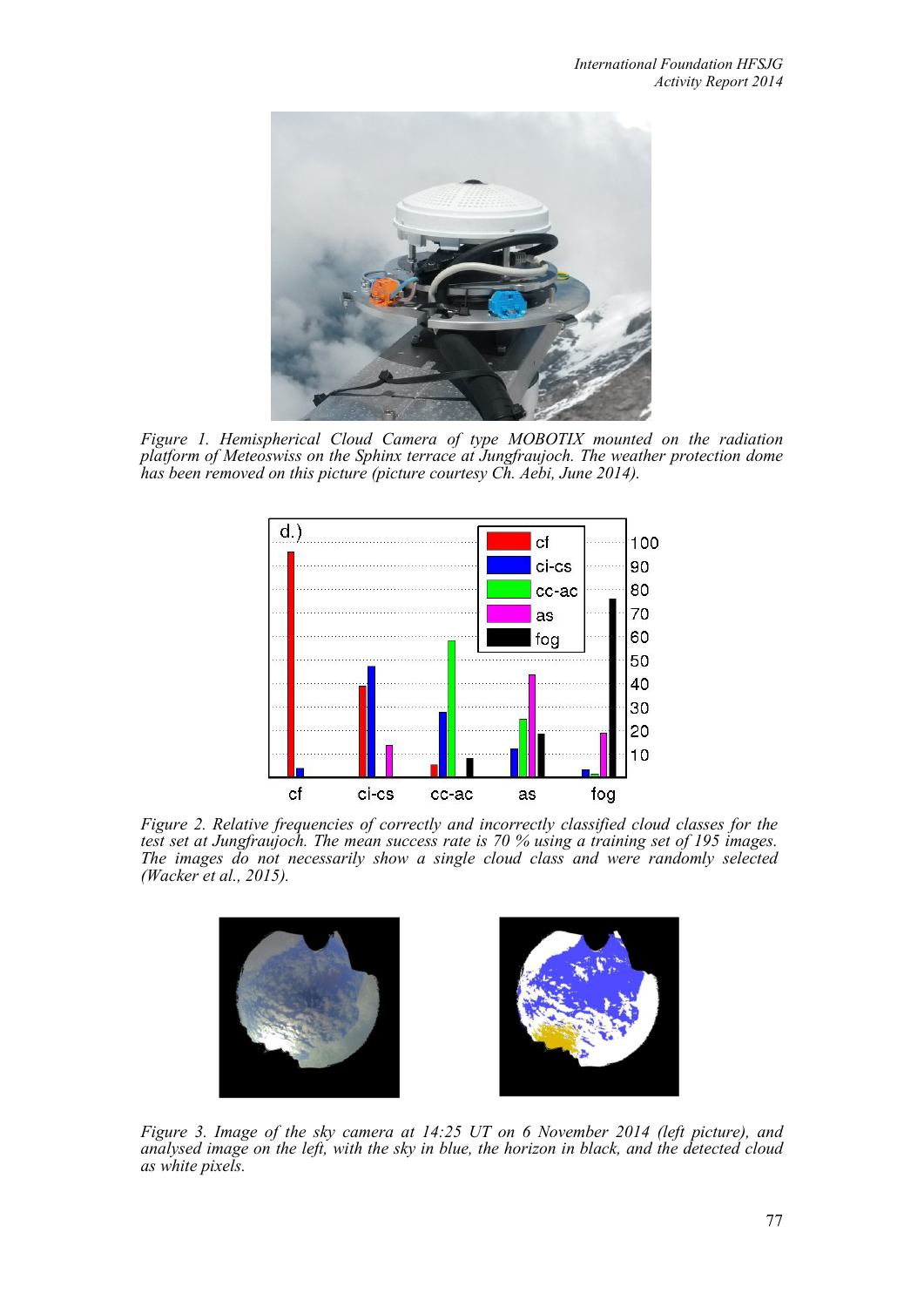*Figure 1. Hemispherical Cloud Camera of type MOBOTIX mounted on the radiation platform of Meteoswiss on the Sphinx terrace at Jungfraujoch. The weather protection dome has been removed on this picture (picture courtesy Ch. Aebi, June 2014).*

*Figure 2. Relative frequencies of correctly and incorrectly classified cloud classes for the test set at Jungfraujoch. The mean success rate is 70 % using a training set of 195 images. The images do not necessarily show a single cloud class and were randomly selected (Wacker et al., 2015).*

*Figure 3. Image of the sky camera at 14:25 UT on 6 November 2014 (left picture), and analysed image on the left, with the sky in blue, the horizon in black, and the detected cloud as white pixels.*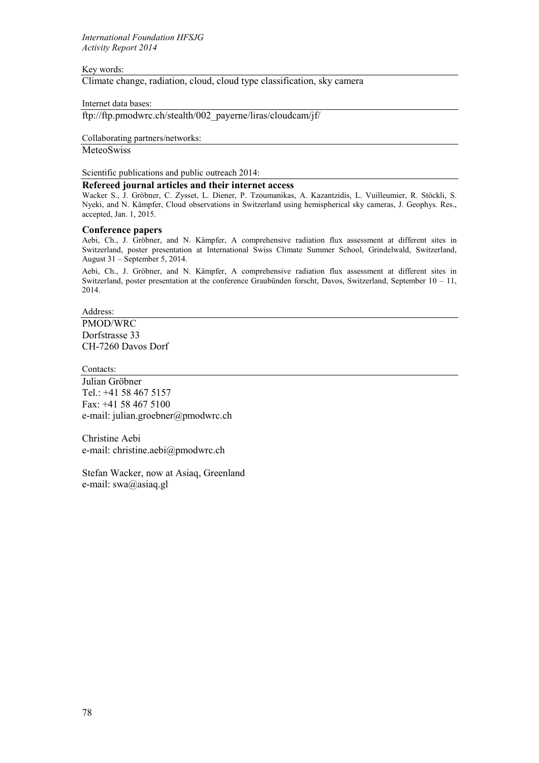Key words:

Climate change, radiation, cloud, cloud type classification, sky camera

Internet data bases:

ftp://ftp.pmodwrc.ch/stealth/002_payerne/liras/cloudcam/jf/

Collaborating partners/networks:

MeteoSwiss

Scientific publications and public outreach 2014:

### Refereed journal articles and their internet access

Wacker S., J. Gröbner, C. Zysset, L. Diener, P. Tzoumanikas, A. Kazantzidis, L. Vuilleumier, R. Stöckli, S. Nyeki, and N. Kämpfer, Cloud observations in Switzerland using hemispherical sky cameras, J. Geophys. Res., accepted, Jan. 1, 2015.

### Conference papers

Aebi, Ch., J. Gröbner, and N. Kämpfer, A comprehensive radiation flux assessment at different sites in Switzerland, poster presentation at International Swiss Climate Summer School, Grindelwald, Switzerland, August 31 – September 5, 2014.

Aebi, Ch., J. Gröbner, and N. Kämpfer, A comprehensive radiation flux assessment at different sites in Switzerland, poster presentation at the conference Graubünden forscht, Davos, Switzerland, September 10 – 11, 2014.

Address:

PMOD/WRC
Dorfstrasse 33
CH-7260 Davos Dorf

Contacts:

Julian Gröbner
Tel.: +41 58 467 5157
Fax: +41 58 467 5100
e-mail: julian.groebner@pmodwrc.ch

Christine Aebi
e-mail: christine.aebi@pmodwrc.ch

Stefan Wacker, now at Asiaq, Greenland
e-mail: swa@asiaq.gl